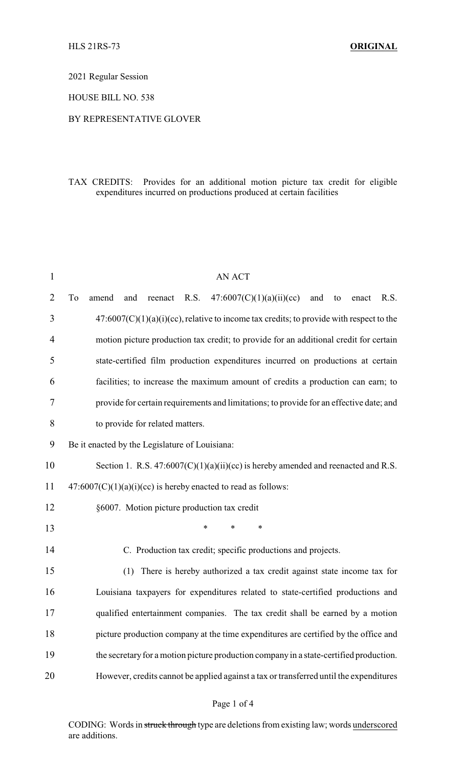HLS 21RS-73 **ORIGINAL**

2021 Regular Session

HOUSE BILL NO. 538

BY REPRESENTATIVE GLOVER

TAX CREDITS: Provides for an additional motion picture tax credit for eligible expenditures incurred on productions produced at certain facilities

AN ACT

To amend and reenact R.S. 47:6007(C)(1)(a)(ii)(cc) and to enact R.S. 47:6007(C)(1)(a)(i)(cc), relative to income tax credits; to provide with respect to the motion picture production tax credit; to provide for an additional credit for certain state-certified film production expenditures incurred on productions at certain facilities; to increase the maximum amount of credits a production can earn; to provide for certain requirements and limitations; to provide for an effective date; and to provide for related matters.

Be it enacted by the Legislature of Louisiana:

Section 1. R.S. 47:6007(C)(1)(a)(ii)(cc) is hereby amended and reenacted and R.S. 47:6007(C)(1)(a)(i)(cc) is hereby enacted to read as follows:

§6007. Motion picture production tax credit

\* \* \*

C. Production tax credit; specific productions and projects.

(1) There is hereby authorized a tax credit against state income tax for Louisiana taxpayers for expenditures related to state-certified productions and qualified entertainment companies. The tax credit shall be earned by a motion picture production company at the time expenditures are certified by the office and the secretary for a motion picture production company in a state-certified production. However, credits cannot be applied against a tax or transferred until the expenditures

CODING: Words in ~~struck through~~ type are deletions from existing law; words underscored are additions.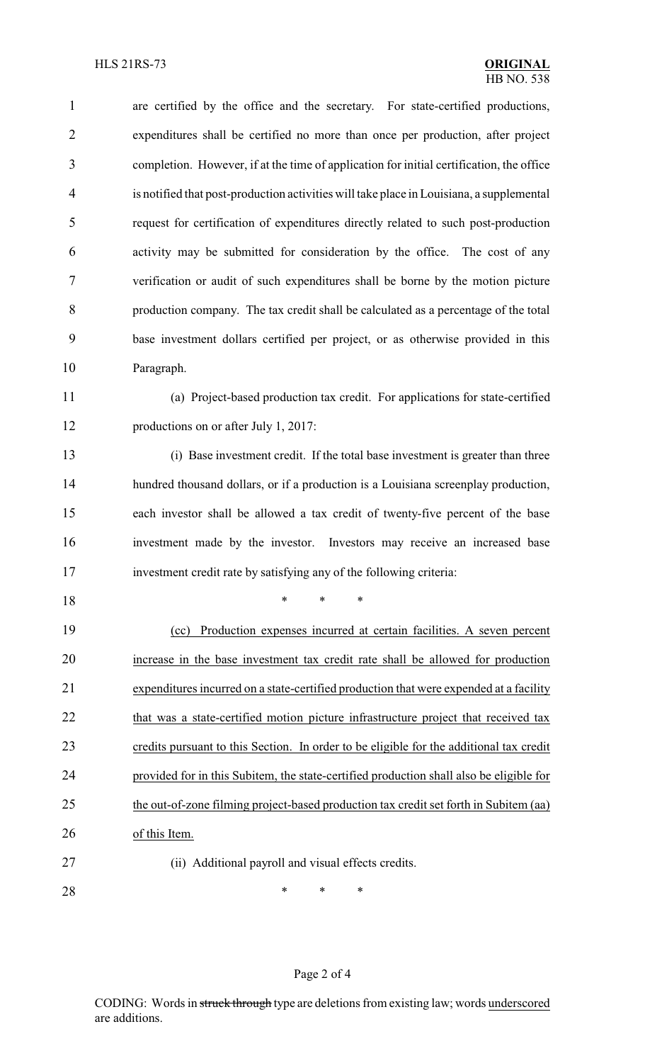are certified by the office and the secretary. For state-certified productions, expenditures shall be certified no more than once per production, after project completion. However, if at the time of application for initial certification, the office is notified that post-production activities will take place in Louisiana, a supplemental request for certification of expenditures directly related to such post-production activity may be submitted for consideration by the office. The cost of any verification or audit of such expenditures shall be borne by the motion picture production company. The tax credit shall be calculated as a percentage of the total base investment dollars certified per project, or as otherwise provided in this Paragraph.

(a) Project-based production tax credit. For applications for state-certified productions on or after July 1, 2017:

(i) Base investment credit. If the total base investment is greater than three hundred thousand dollars, or if a production is a Louisiana screenplay production, each investor shall be allowed a tax credit of twenty-five percent of the base investment made by the investor. Investors may receive an increased base investment credit rate by satisfying any of the following criteria:

\* \* \*

<u>(cc) Production expenses incurred at certain facilities. A seven percent increase in the base investment tax credit rate shall be allowed for production expenditures incurred on a state-certified production that were expended at a facility that was a state-certified motion picture infrastructure project that received tax credits pursuant to this Section. In order to be eligible for the additional tax credit provided for in this Subitem, the state-certified production shall also be eligible for the out-of-zone filming project-based production tax credit set forth in Subitem (aa) of this Item.</u>

(ii) Additional payroll and visual effects credits.

\* \* \*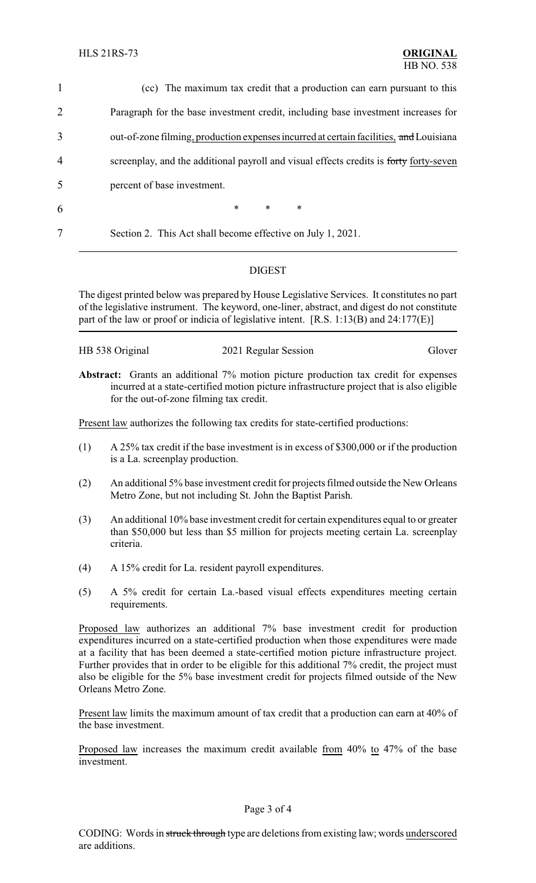(cc) The maximum tax credit that a production can earn pursuant to this Paragraph for the base investment credit, including base investment increases for out-of-zone filming, production expenses incurred at certain facilities, ~~and~~ Louisiana screenplay, and the additional payroll and visual effects credits is ~~forty~~ forty-seven percent of base investment.

\* \* \*

Section 2. This Act shall become effective on July 1, 2021.

## DIGEST

The digest printed below was prepared by House Legislative Services. It constitutes no part of the legislative instrument. The keyword, one-liner, abstract, and digest do not constitute part of the law or proof or indicia of legislative intent. [R.S. 1:13(B) and 24:177(E)]

HB 538 Original — 2021 Regular Session — Glover

**Abstract:** Grants an additional 7% motion picture production tax credit for expenses incurred at a state-certified motion picture infrastructure project that is also eligible for the out-of-zone filming tax credit.

Present law authorizes the following tax credits for state-certified productions:

(1) A 25% tax credit if the base investment is in excess of $300,000 or if the production is a La. screenplay production.

(2) An additional 5% base investment credit for projects filmed outside the New Orleans Metro Zone, but not including St. John the Baptist Parish.

(3) An additional 10% base investment credit for certain expenditures equal to or greater than $50,000 but less than $5 million for projects meeting certain La. screenplay criteria.

(4) A 15% credit for La. resident payroll expenditures.

(5) A 5% credit for certain La.-based visual effects expenditures meeting certain requirements.

Proposed law authorizes an additional 7% base investment credit for production expenditures incurred on a state-certified production when those expenditures were made at a facility that has been deemed a state-certified motion picture infrastructure project. Further provides that in order to be eligible for this additional 7% credit, the project must also be eligible for the 5% base investment credit for projects filmed outside of the New Orleans Metro Zone.

Present law limits the maximum amount of tax credit that a production can earn at 40% of the base investment.

Proposed law increases the maximum credit available from 40% to 47% of the base investment.

CODING: Words in ~~struck through~~ type are deletions from existing law; words underscored are additions.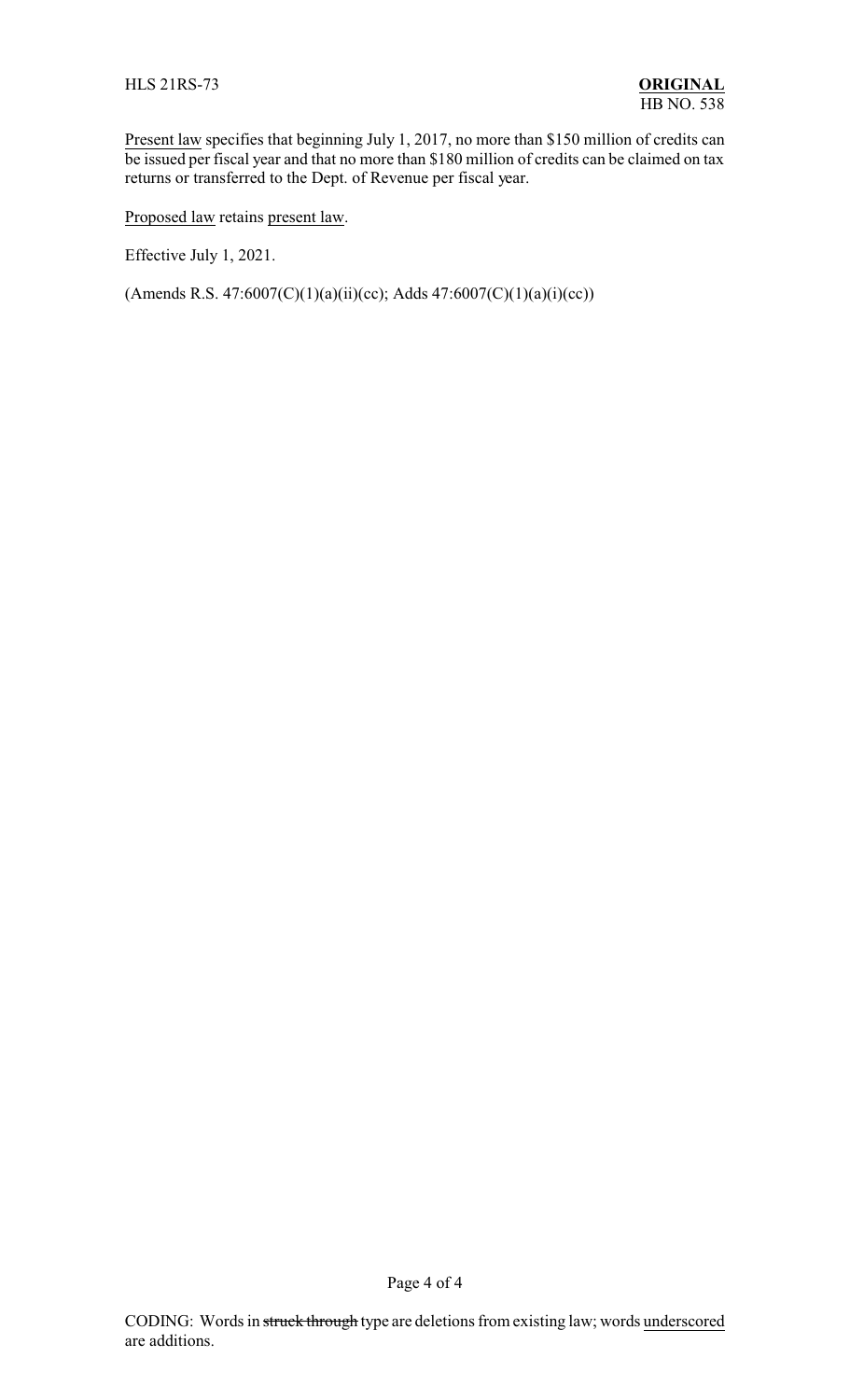Present law specifies that beginning July 1, 2017, no more than $150 million of credits can be issued per fiscal year and that no more than $180 million of credits can be claimed on tax returns or transferred to the Dept. of Revenue per fiscal year.

Proposed law retains present law.

Effective July 1, 2021.

(Amends R.S. 47:6007(C)(1)(a)(ii)(cc); Adds 47:6007(C)(1)(a)(i)(cc))

CODING: Words in ~~struck through~~ type are deletions from existing law; words underscored are additions.